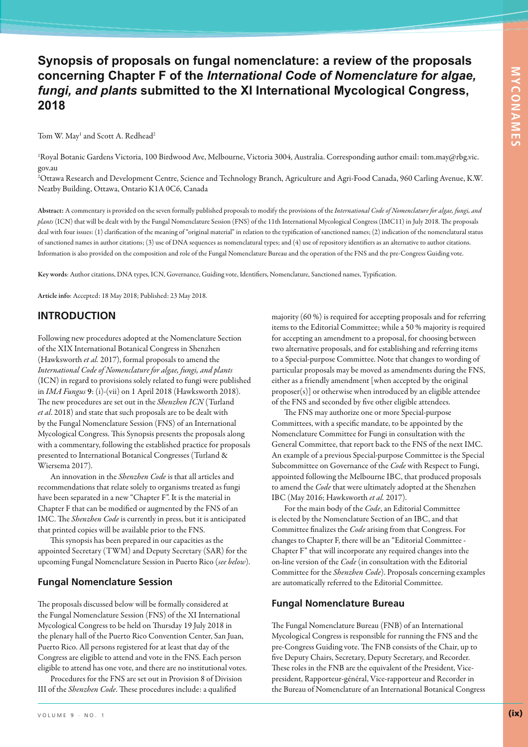# Synopsis of proposals on fungal nomenclature: a review of the proposals concerning Chapter F of the *International Code of Nomenclature for algae, fungi, and plants* submitted to the XI International Mycological Congress, 2018

Tom W. May[1] and Scott A. Redhead[2]

[1]Royal Botanic Gardens Victoria, 100 Birdwood Ave, Melbourne, Victoria 3004, Australia. Corresponding author email: tom.may@rbg.vic.gov.au

[2]Ottawa Research and Development Centre, Science and Technology Branch, Agriculture and Agri-Food Canada, 960 Carling Avenue, K.W. Neatby Building, Ottawa, Ontario K1A 0C6, Canada

**Abstract:** A commentary is provided on the seven formally published proposals to modify the provisions of the *International Code of Nomenclature for algae, fungi, and plants* (ICN) that will be dealt with by the Fungal Nomenclature Session (FNS) of the 11th International Mycological Congress (IMC11) in July 2018. The proposals deal with four issues: (1) clarification of the meaning of "original material" in relation to the typification of sanctioned names; (2) indication of the nomenclatural status of sanctioned names in author citations; (3) use of DNA sequences as nomenclatural types; and (4) use of repository identifiers as an alternative to author citations. Information is also provided on the composition and role of the Fungal Nomenclature Bureau and the operation of the FNS and the pre-Congress Guiding vote.

**Key words**: Author citations, DNA types, ICN, Governance, Guiding vote, Identifiers, Nomenclature, Sanctioned names, Typification.

**Article info**: Accepted: 18 May 2018; Published: 23 May 2018.

## INTRODUCTION

Following new procedures adopted at the Nomenclature Section of the XIX International Botanical Congress in Shenzhen (Hawksworth *et al.* 2017), formal proposals to amend the *International Code of Nomenclature for algae, fungi, and plants* (ICN) in regard to provisions solely related to fungi were published in *IMA Fungus* **9**: (i)-(vii) on 1 April 2018 (Hawksworth 2018). The new procedures are set out in the *Shenzhen ICN* (Turland *et al*. 2018) and state that such proposals are to be dealt with by the Fungal Nomenclature Session (FNS) of an International Mycological Congress. This Synopsis presents the proposals along with a commentary, following the established practice for proposals presented to International Botanical Congresses (Turland & Wiersema 2017).

An innovation in the *Shenzhen Code* is that all articles and recommendations that relate solely to organisms treated as fungi have been separated in a new "Chapter F". It is the material in Chapter F that can be modified or augmented by the FNS of an IMC. The *Shenzhen Code* is currently in press, but it is anticipated that printed copies will be available prior to the FNS.

This synopsis has been prepared in our capacities as the appointed Secretary (TWM) and Deputy Secretary (SAR) for the upcoming Fungal Nomenclature Session in Puerto Rico (*see below*).

### Fungal Nomenclature Session

The proposals discussed below will be formally considered at the Fungal Nomenclature Session (FNS) of the XI International Mycological Congress to be held on Thursday 19 July 2018 in the plenary hall of the Puerto Rico Convention Center, San Juan, Puerto Rico. All persons registered for at least that day of the Congress are eligible to attend and vote in the FNS. Each person eligible to attend has one vote, and there are no institutional votes.

Procedures for the FNS are set out in Provision 8 of Division III of the *Shenzhen Code*. These procedures include: a qualified majority (60 %) is required for accepting proposals and for referring items to the Editorial Committee; while a 50 % majority is required for accepting an amendment to a proposal, for choosing between two alternative proposals, and for establishing and referring items to a Special-purpose Committee. Note that changes to wording of particular proposals may be moved as amendments during the FNS, either as a friendly amendment [when accepted by the original proposer(s)] or otherwise when introduced by an eligible attendee of the FNS and seconded by five other eligible attendees.

The FNS may authorize one or more Special-purpose Committees, with a specific mandate, to be appointed by the Nomenclature Committee for Fungi in consultation with the General Committee, that report back to the FNS of the next IMC. An example of a previous Special-purpose Committee is the Special Subcommittee on Governance of the *Code* with Respect to Fungi, appointed following the Melbourne IBC, that produced proposals to amend the *Code* that were ultimately adopted at the Shenzhen IBC (May 2016; Hawksworth *et al.* 2017).

For the main body of the *Code*, an Editorial Committee is elected by the Nomenclature Section of an IBC, and that Committee finalizes the *Code* arising from that Congress. For changes to Chapter F, there will be an "Editorial Committee - Chapter F" that will incorporate any required changes into the on-line version of the *Code* (in consultation with the Editorial Committee for the *Shenzhen Code*). Proposals concerning examples are automatically referred to the Editorial Committee.

### Fungal Nomenclature Bureau

The Fungal Nomenclature Bureau (FNB) of an International Mycological Congress is responsible for running the FNS and the pre-Congress Guiding vote. The FNB consists of the Chair, up to five Deputy Chairs, Secretary, Deputy Secretary, and Recorder. These roles in the FNB are the equivalent of the President, Vice-president, Rapporteur-général, Vice-rapporteur and Recorder in the Bureau of Nomenclature of an International Botanical Congress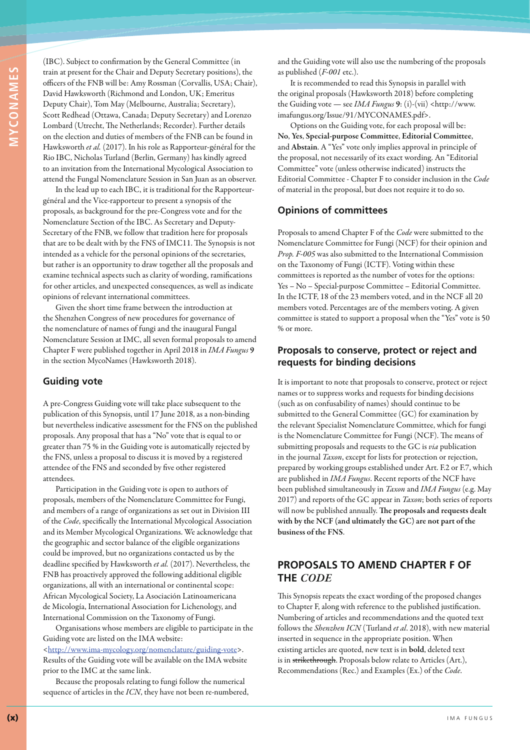(IBC). Subject to confirmation by the General Committee (in train at present for the Chair and Deputy Secretary positions), the officers of the FNB will be: Amy Rossman (Corvallis, USA; Chair), David Hawksworth (Richmond and London, UK; Emeritus Deputy Chair), Tom May (Melbourne, Australia; Secretary), Scott Redhead (Ottawa, Canada; Deputy Secretary) and Lorenzo Lombard (Utrecht, The Netherlands; Recorder). Further details on the election and duties of members of the FNB can be found in Hawksworth *et al.* (2017). In his role as Rapporteur-général for the Rio IBC, Nicholas Turland (Berlin, Germany) has kindly agreed to an invitation from the International Mycological Association to attend the Fungal Nomenclature Session in San Juan as an observer.

In the lead up to each IBC, it is traditional for the Rapporteur-général and the Vice-rapporteur to present a synopsis of the proposals, as background for the pre-Congress vote and for the Nomenclature Section of the IBC. As Secretary and Deputy-Secretary of the FNB, we follow that tradition here for proposals that are to be dealt with by the FNS of IMC11. The Synopsis is not intended as a vehicle for the personal opinions of the secretaries, but rather is an opportunity to draw together all the proposals and examine technical aspects such as clarity of wording, ramifications for other articles, and unexpected consequences, as well as indicate opinions of relevant international committees.

Given the short time frame between the introduction at the Shenzhen Congress of new procedures for governance of the nomenclature of names of fungi and the inaugural Fungal Nomenclature Session at IMC, all seven formal proposals to amend Chapter F were published together in April 2018 in *IMA Fungus* **9** in the section MycoNames (Hawksworth 2018).

## Guiding vote

A pre-Congress Guiding vote will take place subsequent to the publication of this Synopsis, until 17 June 2018, as a non-binding but nevertheless indicative assessment for the FNS on the published proposals. Any proposal that has a "No" vote that is equal to or greater than 75 % in the Guiding vote is automatically rejected by the FNS, unless a proposal to discuss it is moved by a registered attendee of the FNS and seconded by five other registered attendees.

Participation in the Guiding vote is open to authors of proposals, members of the Nomenclature Committee for Fungi, and members of a range of organizations as set out in Division III of the *Code*, specifically the International Mycological Association and its Member Mycological Organizations. We acknowledge that the geographic and sector balance of the eligible organizations could be improved, but no organizations contacted us by the deadline specified by Hawksworth *et al.* (2017). Nevertheless, the FNB has proactively approved the following additional eligible organizations, all with an international or continental scope: African Mycological Society, La Asociación Latinoamericana de Micología, International Association for Lichenology, and International Commission on the Taxonomy of Fungi.

Organisations whose members are eligible to participate in the Guiding vote are listed on the IMA website: <http://www.ima-mycology.org/nomenclature/guiding-vote>. Results of the Guiding vote will be available on the IMA website prior to the IMC at the same link.

Because the proposals relating to fungi follow the numerical sequence of articles in the *ICN*, they have not been re-numbered, and the Guiding vote will also use the numbering of the proposals as published (*F-001* etc.).

It is recommended to read this Synopsis in parallel with the original proposals (Hawksworth 2018) before completing the Guiding vote — see *IMA Fungus* **9**: (i)-(vii) <http://www.imafungus.org/Issue/91/MYCONAMES.pdf>.

Options on the Guiding vote, for each proposal will be: **No**, **Yes**, **Special-purpose Committee**, **Editorial Committee**, and **Abstain**. A "Yes" vote only implies approval in principle of the proposal, not necessarily of its exact wording. An "Editorial Committee" vote (unless otherwise indicated) instructs the Editorial Committee - Chapter F to consider inclusion in the *Code* of material in the proposal, but does not require it to do so.

## Opinions of committees

Proposals to amend Chapter F of the *Code* were submitted to the Nomenclature Committee for Fungi (NCF) for their opinion and *Prop. F-005* was also submitted to the International Commission on the Taxonomy of Fungi (ICTF). Voting within these committees is reported as the number of votes for the options: Yes – No – Special-purpose Committee – Editorial Committee. In the ICTF, 18 of the 23 members voted, and in the NCF all 20 members voted. Percentages are of the members voting. A given committee is stated to support a proposal when the "Yes" vote is 50 % or more.

## Proposals to conserve, protect or reject and requests for binding decisions

It is important to note that proposals to conserve, protect or reject names or to suppress works and requests for binding decisions (such as on confusability of names) should continue to be submitted to the General Committee (GC) for examination by the relevant Specialist Nomenclature Committee, which for fungi is the Nomenclature Committee for Fungi (NCF). The means of submitting proposals and requests to the GC is *via* publication in the journal *Taxon*, except for lists for protection or rejection, prepared by working groups established under Art. F.2 or F.7, which are published in *IMA Fungus*. Recent reports of the NCF have been published simultaneously in *Taxon* and *IMA Fungus* (e.g. May 2017) and reports of the GC appear in *Taxon*; both series of reports will now be published annually. **The proposals and requests dealt with by the NCF (and ultimately the GC) are not part of the business of the FNS.**

# PROPOSALS TO AMEND CHAPTER F OF THE *CODE*

This Synopsis repeats the exact wording of the proposed changes to Chapter F, along with reference to the published justification. Numbering of articles and recommendations and the quoted text follows the *Shenzhen ICN* (Turland *et al*. 2018), with new material inserted in sequence in the appropriate position. When existing articles are quoted, new text is in **bold**, deleted text is in ~~strikethrough~~. Proposals below relate to Articles (Art.), Recommendations (Rec.) and Examples (Ex.) of the *Code*.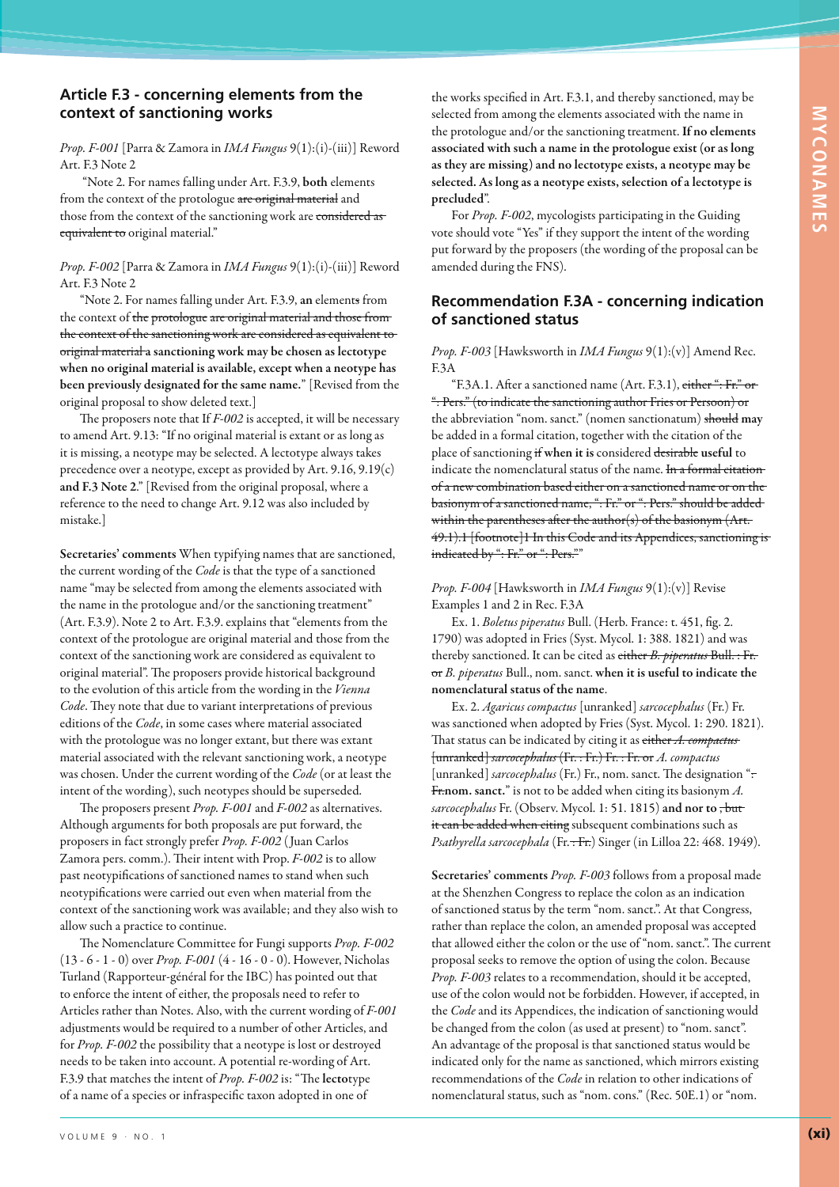## Article F.3 - concerning elements from the context of sanctioning works

*Prop. F-001* [Parra & Zamora in *IMA Fungus* 9(1):(i)-(iii)] Reword Art. F.3 Note 2

"Note 2. For names falling under Art. F.3.9, **both** elements from the context of the protologue ~~are original material~~ and those from the context of the sanctioning work are ~~considered as equivalent to~~ original material."

*Prop. F-002* [Parra & Zamora in *IMA Fungus* 9(1):(i)-(iii)] Reword Art. F.3 Note 2

"Note 2. For names falling under Art. F.3.9, **an** element~~s~~ from the context of ~~the protologue are original material and those from the context of the sanctioning work are considered as equivalent to original material~~ **a sanctioning work may be chosen as lectotype when no original material is available, except when a neotype has been previously designated for the same name.**" [Revised from the original proposal to show deleted text.]

The proposers note that If *F-002* is accepted, it will be necessary to amend Art. 9.13: "If no original material is extant or as long as it is missing, a neotype may be selected. A lectotype always takes precedence over a neotype, except as provided by Art. 9.16, 9.19(c) **and F.3 Note 2**." [Revised from the original proposal, where a reference to the need to change Art. 9.12 was also included by mistake.]

**Secretaries' comments** When typifying names that are sanctioned, the current wording of the *Code* is that the type of a sanctioned name "may be selected from among the elements associated with the name in the protologue and/or the sanctioning treatment" (Art. F.3.9). Note 2 to Art. F.3.9. explains that "elements from the context of the protologue are original material and those from the context of the sanctioning work are considered as equivalent to original material". The proposers provide historical background to the evolution of this article from the wording in the *Vienna Code*. They note that due to variant interpretations of previous editions of the *Code*, in some cases where material associated with the protologue was no longer extant, but there was extant material associated with the relevant sanctioning work, a neotype was chosen. Under the current wording of the *Code* (or at least the intent of the wording), such neotypes should be superseded.

The proposers present *Prop. F-001* and *F-002* as alternatives. Although arguments for both proposals are put forward, the proposers in fact strongly prefer *Prop. F-002* (Juan Carlos Zamora pers. comm.). Their intent with Prop. *F-002* is to allow past neotypifications of sanctioned names to stand when such neotypifications were carried out even when material from the context of the sanctioning work was available; and they also wish to allow such a practice to continue.

The Nomenclature Committee for Fungi supports *Prop. F-002* (13 - 6 - 1 - 0) over *Prop. F-001* (4 - 16 - 0 - 0). However, Nicholas Turland (Rapporteur-général for the IBC) has pointed out that to enforce the intent of either, the proposals need to refer to Articles rather than Notes. Also, with the current wording of *F-001* adjustments would be required to a number of other Articles, and for *Prop. F-002* the possibility that a neotype is lost or destroyed needs to be taken into account. A potential re-wording of Art. F.3.9 that matches the intent of *Prop. F-002* is: "The **lecto**type of a name of a species or infraspecific taxon adopted in one of the works specified in Art. F.3.1, and thereby sanctioned, may be selected from among the elements associated with the name in the protologue and/or the sanctioning treatment. **If no elements associated with such a name in the protologue exist (or as long as they are missing) and no lectotype exists, a neotype may be selected. As long as a neotype exists, selection of a lectotype is precluded**".

For *Prop. F-002*, mycologists participating in the Guiding vote should vote "Yes" if they support the intent of the wording put forward by the proposers (the wording of the proposal can be amended during the FNS).

## Recommendation F.3A - concerning indication of sanctioned status

*Prop. F-003* [Hawksworth in *IMA Fungus* 9(1):(v)] Amend Rec. F.3A

"F.3A.1. After a sanctioned name (Art. F.3.1), ~~either ": Fr." or ": Pers." (to indicate the sanctioning author Fries or Persoon) or~~ the abbreviation "nom. sanct." (nomen sanctionatum) ~~should~~ **may** be added in a formal citation, together with the citation of the place of sanctioning ~~if~~ **when it is** considered ~~desirable~~ **useful** to indicate the nomenclatural status of the name. ~~In a formal citation of a new combination based either on a sanctioned name or on the basionym of a sanctioned name, ": Fr." or ": Pers." should be added within the parentheses after the author(s) of the basionym (Art. 49.1).1 [footnote]1 In this Code and its Appendices, sanctioning is indicated by ": Fr." or ": Pers."~~"

*Prop. F-004* [Hawksworth in *IMA Fungus* 9(1):(v)] Revise Examples 1 and 2 in Rec. F.3A

Ex. 1. *Boletus piperatus* Bull. (Herb. France: t. 451, fig. 2. 1790) was adopted in Fries (Syst. Mycol. 1: 388. 1821) and was thereby sanctioned. It can be cited as ~~either *B. piperatus* Bull. : Fr. or~~ *B. piperatus* Bull., nom. sanct. **when it is useful to indicate the nomenclatural status of the name**.

Ex. 2. *Agaricus compactus* [unranked] *sarcocephalus* (Fr.) Fr. was sanctioned when adopted by Fries (Syst. Mycol. 1: 290. 1821). That status can be indicated by citing it as ~~either *A. compactus* [unranked] *sarcocephalus* (Fr. : Fr.) Fr. : Fr. or~~ *A. compactus* [unranked] *sarcocephalus* (Fr.) Fr., nom. sanct. The designation "~~: Fr.~~**nom. sanct.**" is not to be added when citing its basionym *A. sarcocephalus* Fr. (Observ. Mycol. 1: 51. 1815) **and nor to** ~~, but it can be added when citing~~ subsequent combinations such as *Psathyrella sarcocephala* (Fr.~~ : Fr.~~) Singer (in Lilloa 22: 468. 1949).

**Secretaries' comments** *Prop. F-003* follows from a proposal made at the Shenzhen Congress to replace the colon as an indication of sanctioned status by the term "nom. sanct.". At that Congress, rather than replace the colon, an amended proposal was accepted that allowed either the colon or the use of "nom. sanct.". The current proposal seeks to remove the option of using the colon. Because *Prop. F-003* relates to a recommendation, should it be accepted, use of the colon would not be forbidden. However, if accepted, in the *Code* and its Appendices, the indication of sanctioning would be changed from the colon (as used at present) to "nom. sanct". An advantage of the proposal is that sanctioned status would be indicated only for the name as sanctioned, which mirrors existing recommendations of the *Code* in relation to other indications of nomenclatural status, such as "nom. cons." (Rec. 50E.1) or "nom.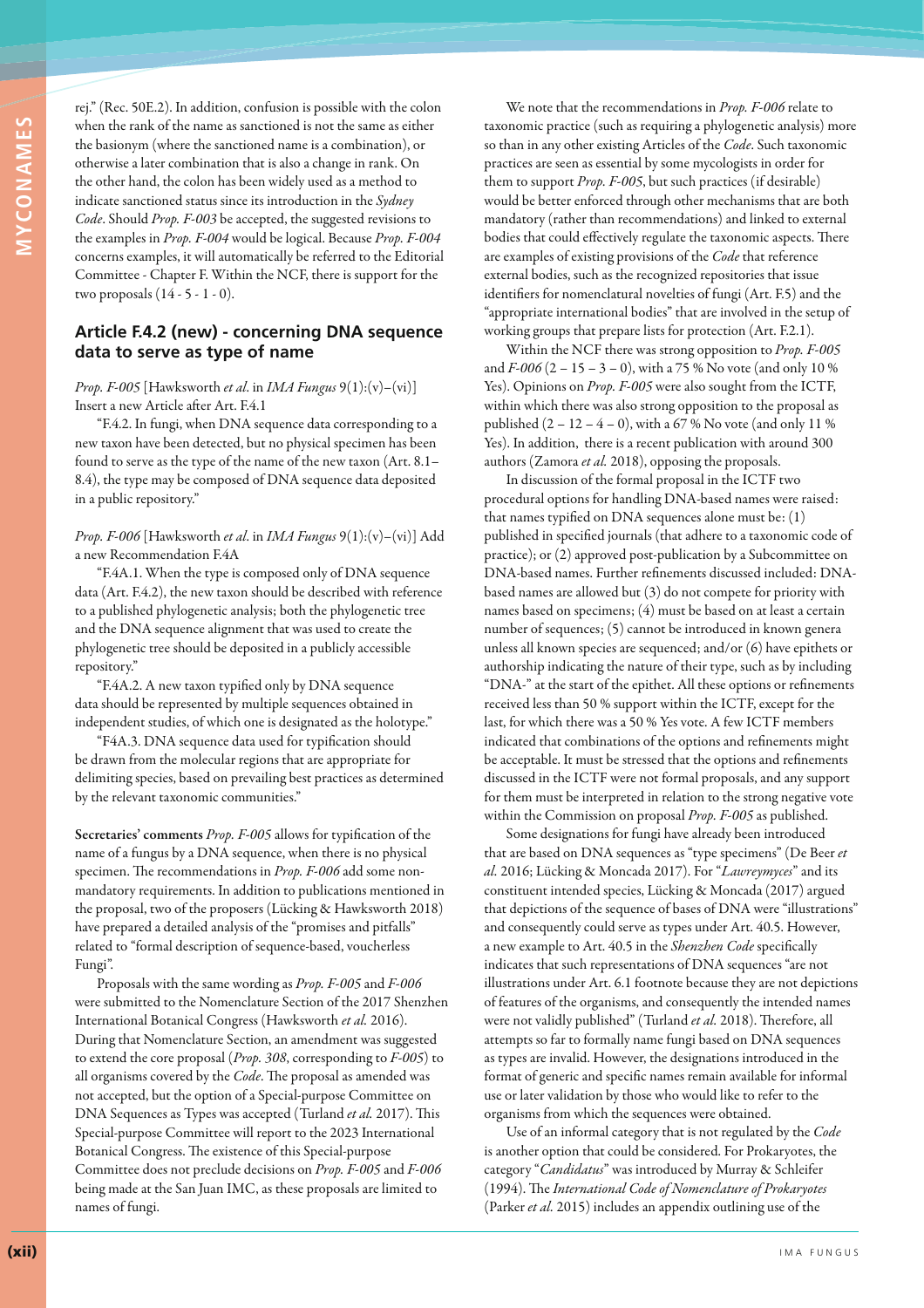rej." (Rec. 50E.2). In addition, confusion is possible with the colon when the rank of the name as sanctioned is not the same as either the basionym (where the sanctioned name is a combination), or otherwise a later combination that is also a change in rank. On the other hand, the colon has been widely used as a method to indicate sanctioned status since its introduction in the *Sydney Code*. Should *Prop. F-003* be accepted, the suggested revisions to the examples in *Prop. F-004* would be logical. Because *Prop. F-004* concerns examples, it will automatically be referred to the Editorial Committee - Chapter F. Within the NCF, there is support for the two proposals (14 - 5 - 1 - 0).

### Article F.4.2 (new) - concerning DNA sequence data to serve as type of name

*Prop. F-005* [Hawksworth *et al.* in *IMA Fungus* 9(1):(v)–(vi)] Insert a new Article after Art. F.4.1

"F.4.2. In fungi, when DNA sequence data corresponding to a new taxon have been detected, but no physical specimen has been found to serve as the type of the name of the new taxon (Art. 8.1–8.4), the type may be composed of DNA sequence data deposited in a public repository."

*Prop. F-006* [Hawksworth *et al.* in *IMA Fungus* 9(1):(v)–(vi)] Add a new Recommendation F.4A

"F.4A.1. When the type is composed only of DNA sequence data (Art. F.4.2), the new taxon should be described with reference to a published phylogenetic analysis; both the phylogenetic tree and the DNA sequence alignment that was used to create the phylogenetic tree should be deposited in a publicly accessible repository."

"F.4A.2. A new taxon typified only by DNA sequence data should be represented by multiple sequences obtained in independent studies, of which one is designated as the holotype."

"F4A.3. DNA sequence data used for typification should be drawn from the molecular regions that are appropriate for delimiting species, based on prevailing best practices as determined by the relevant taxonomic communities."

**Secretaries' comments** *Prop. F-005* allows for typification of the name of a fungus by a DNA sequence, when there is no physical specimen. The recommendations in *Prop. F-006* add some non-mandatory requirements. In addition to publications mentioned in the proposal, two of the proposers (Lücking & Hawksworth 2018) have prepared a detailed analysis of the "promises and pitfalls" related to "formal description of sequence-based, voucherless Fungi".

Proposals with the same wording as *Prop. F-005* and *F-006* were submitted to the Nomenclature Section of the 2017 Shenzhen International Botanical Congress (Hawksworth *et al.* 2016). During that Nomenclature Section, an amendment was suggested to extend the core proposal (*Prop. 308*, corresponding to *F-005*) to all organisms covered by the *Code*. The proposal as amended was not accepted, but the option of a Special-purpose Committee on DNA Sequences as Types was accepted (Turland *et al.* 2017). This Special-purpose Committee will report to the 2023 International Botanical Congress. The existence of this Special-purpose Committee does not preclude decisions on *Prop. F-005* and *F-006* being made at the San Juan IMC, as these proposals are limited to names of fungi.

We note that the recommendations in *Prop. F-006* relate to taxonomic practice (such as requiring a phylogenetic analysis) more so than in any other existing Articles of the *Code*. Such taxonomic practices are seen as essential by some mycologists in order for them to support *Prop. F-005*, but such practices (if desirable) would be better enforced through other mechanisms that are both mandatory (rather than recommendations) and linked to external bodies that could effectively regulate the taxonomic aspects. There are examples of existing provisions of the *Code* that reference external bodies, such as the recognized repositories that issue identifiers for nomenclatural novelties of fungi (Art. F.5) and the "appropriate international bodies" that are involved in the setup of working groups that prepare lists for protection (Art. F.2.1).

Within the NCF there was strong opposition to *Prop. F-005* and *F-006* (2 – 15 – 3 – 0), with a 75 % No vote (and only 10 % Yes). Opinions on *Prop. F-005* were also sought from the ICTF, within which there was also strong opposition to the proposal as published (2 – 12 – 4 – 0), with a 67 % No vote (and only 11 % Yes). In addition, there is a recent publication with around 300 authors (Zamora *et al.* 2018), opposing the proposals.

In discussion of the formal proposal in the ICTF two procedural options for handling DNA-based names were raised: that names typified on DNA sequences alone must be: (1) published in specified journals (that adhere to a taxonomic code of practice); or (2) approved post-publication by a Subcommittee on DNA-based names. Further refinements discussed included: DNA-based names are allowed but (3) do not compete for priority with names based on specimens; (4) must be based on at least a certain number of sequences; (5) cannot be introduced in known genera unless all known species are sequenced; and/or (6) have epithets or authorship indicating the nature of their type, such as by including "DNA-" at the start of the epithet. All these options or refinements received less than 50 % support within the ICTF, except for the last, for which there was a 50 % Yes vote. A few ICTF members indicated that combinations of the options and refinements might be acceptable. It must be stressed that the options and refinements discussed in the ICTF were not formal proposals, and any support for them must be interpreted in relation to the strong negative vote within the Commission on proposal *Prop. F-005* as published.

Some designations for fungi have already been introduced that are based on DNA sequences as "type specimens" (De Beer *et al.* 2016; Lücking & Moncada 2017). For "*Lawreymyces*" and its constituent intended species, Lücking & Moncada (2017) argued that depictions of the sequence of bases of DNA were "illustrations" and consequently could serve as types under Art. 40.5. However, a new example to Art. 40.5 in the *Shenzhen Code* specifically indicates that such representations of DNA sequences "are not illustrations under Art. 6.1 footnote because they are not depictions of features of the organisms, and consequently the intended names were not validly published" (Turland *et al.* 2018). Therefore, all attempts so far to formally name fungi based on DNA sequences as types are invalid. However, the designations introduced in the format of generic and specific names remain available for informal use or later validation by those who would like to refer to the organisms from which the sequences were obtained.

Use of an informal category that is not regulated by the *Code* is another option that could be considered. For Prokaryotes, the category "*Candidatus*" was introduced by Murray & Schleifer (1994). The *International Code of Nomenclature of Prokaryotes* (Parker *et al.* 2015) includes an appendix outlining use of the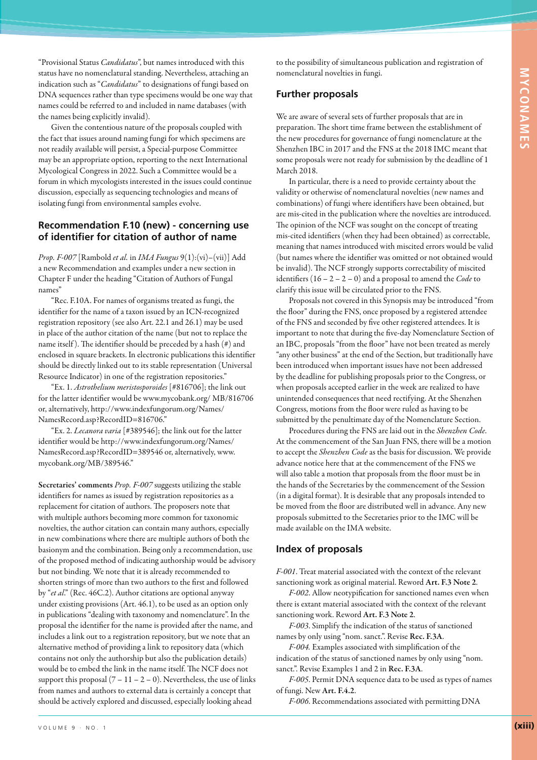"Provisional Status *Candidatus*", but names introduced with this status have no nomenclatural standing. Nevertheless, attaching an indication such as "*Candidatus*" to designations of fungi based on DNA sequences rather than type specimens would be one way that names could be referred to and included in name databases (with the names being explicitly invalid).

Given the contentious nature of the proposals coupled with the fact that issues around naming fungi for which specimens are not readily available will persist, a Special-purpose Committee may be an appropriate option, reporting to the next International Mycological Congress in 2022. Such a Committee would be a forum in which mycologists interested in the issues could continue discussion, especially as sequencing technologies and means of isolating fungi from environmental samples evolve.

## Recommendation F.10 (new) - concerning use of identifier for citation of author of name

*Prop. F-007* [Rambold *et al.* in *IMA Fungus* 9(1):(vi)–(vii)] Add a new Recommendation and examples under a new section in Chapter F under the heading "Citation of Authors of Fungal names"

"Rec. F.10A. For names of organisms treated as fungi, the identifier for the name of a taxon issued by an ICN-recognized registration repository (see also Art. 22.1 and 26.1) may be used in place of the author citation of the name (but not to replace the name itself). The identifier should be preceded by a hash (#) and enclosed in square brackets. In electronic publications this identifier should be directly linked out to its stable representation (Universal Resource Indicator) in one of the registration repositories."

"Ex. 1. *Astrothelium meristosporoides* [#816706]; the link out for the latter identifier would be www.mycobank.org/ MB/816706 or, alternatively, http://www.indexfungorum.org/Names/ NamesRecord.asp?RecordID=816706."

"Ex. 2. *Lecanora varia* [#389546]; the link out for the latter identifier would be http://www.indexfungorum.org/Names/ NamesRecord.asp?RecordID=389546 or, alternatively, www. mycobank.org/MB/389546."

**Secretaries' comments** *Prop. F-007* suggests utilizing the stable identifiers for names as issued by registration repositories as a replacement for citation of authors. The proposers note that with multiple authors becoming more common for taxonomic novelties, the author citation can contain many authors, especially in new combinations where there are multiple authors of both the basionym and the combination. Being only a recommendation, use of the proposed method of indicating authorship would be advisory but not binding. We note that it is already recommended to shorten strings of more than two authors to the first and followed by "*et al.*" (Rec. 46C.2). Author citations are optional anyway under existing provisions (Art. 46.1), to be used as an option only in publications "dealing with taxonomy and nomenclature". In the proposal the identifier for the name is provided after the name, and includes a link out to a registration repository, but we note that an alternative method of providing a link to repository data (which contains not only the authorship but also the publication details) would be to embed the link in the name itself. The NCF does not support this proposal (7 – 11 – 2 – 0). Nevertheless, the use of links from names and authors to external data is certainly a concept that should be actively explored and discussed, especially looking ahead to the possibility of simultaneous publication and registration of nomenclatural novelties in fungi.

## Further proposals

We are aware of several sets of further proposals that are in preparation. The short time frame between the establishment of the new procedures for governance of fungi nomenclature at the Shenzhen IBC in 2017 and the FNS at the 2018 IMC meant that some proposals were not ready for submission by the deadline of 1 March 2018.

In particular, there is a need to provide certainty about the validity or otherwise of nomenclatural novelties (new names and combinations) of fungi where identifiers have been obtained, but are mis-cited in the publication where the novelties are introduced. The opinion of the NCF was sought on the concept of treating mis-cited identifiers (when they had been obtained) as correctable, meaning that names introduced with miscited errors would be valid (but names where the identifier was omitted or not obtained would be invalid). The NCF strongly supports correctability of miscited identifiers (16 – 2 – 2 – 0) and a proposal to amend the *Code* to clarify this issue will be circulated prior to the FNS.

Proposals not covered in this Synopsis may be introduced "from the floor" during the FNS, once proposed by a registered attendee of the FNS and seconded by five other registered attendees. It is important to note that during the five-day Nomenclature Section of an IBC, proposals "from the floor" have not been treated as merely "any other business" at the end of the Section, but traditionally have been introduced when important issues have not been addressed by the deadline for publishing proposals prior to the Congress, or when proposals accepted earlier in the week are realized to have unintended consequences that need rectifying. At the Shenzhen Congress, motions from the floor were ruled as having to be submitted by the penultimate day of the Nomenclature Section.

Procedures during the FNS are laid out in the *Shenzhen Code*. At the commencement of the San Juan FNS, there will be a motion to accept the *Shenzhen Code* as the basis for discussion. We provide advance notice here that at the commencement of the FNS we will also table a motion that proposals from the floor must be in the hands of the Secretaries by the commencement of the Session (in a digital format). It is desirable that any proposals intended to be moved from the floor are distributed well in advance. Any new proposals submitted to the Secretaries prior to the IMC will be made available on the IMA website.

## Index of proposals

*F-001*. Treat material associated with the context of the relevant sanctioning work as original material. Reword **Art. F.3 Note 2**.

*F-002*. Allow neotypification for sanctioned names even when there is extant material associated with the context of the relevant sanctioning work. Reword **Art. F.3 Note 2**.

*F-003*. Simplify the indication of the status of sanctioned names by only using "nom. sanct.". Revise **Rec. F.3A**.

*F-004.* Examples associated with simplification of the indication of the status of sanctioned names by only using "nom. sanct.". Revise Examples 1 and 2 in **Rec. F.3A**.

*F-005*. Permit DNA sequence data to be used as types of names of fungi. New **Art. F.4.2**.

*F-006*. Recommendations associated with permitting DNA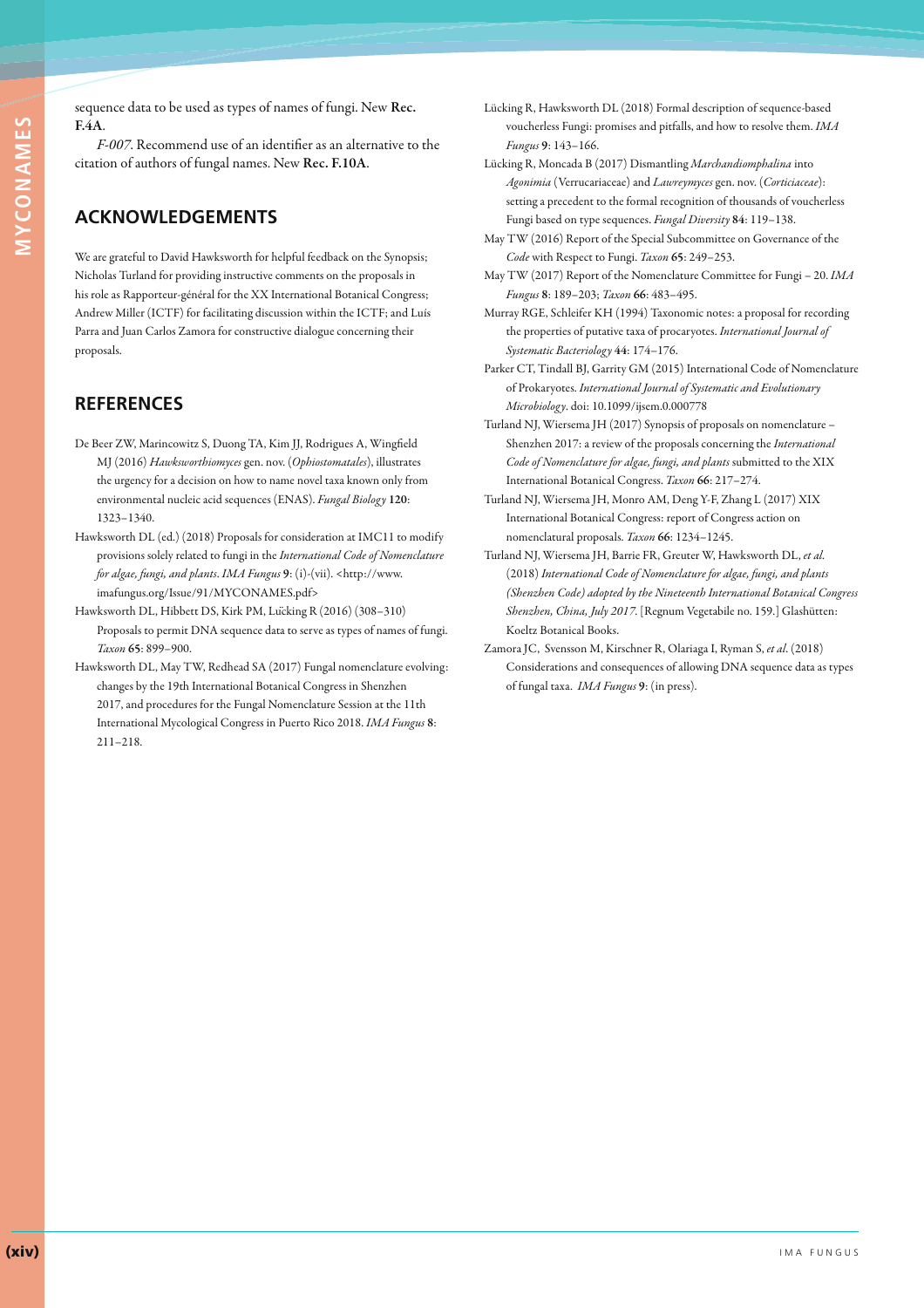sequence data to be used as types of names of fungi. New **Rec. F.4A**.

*F-007*. Recommend use of an identifier as an alternative to the citation of authors of fungal names. New **Rec. F.10A**.

## ACKNOWLEDGEMENTS

We are grateful to David Hawksworth for helpful feedback on the Synopsis; Nicholas Turland for providing instructive comments on the proposals in his role as Rapporteur-général for the XX International Botanical Congress; Andrew Miller (ICTF) for facilitating discussion within the ICTF; and Luís Parra and Juan Carlos Zamora for constructive dialogue concerning their proposals.

## REFERENCES

De Beer ZW, Marincowitz S, Duong TA, Kim JJ, Rodrigues A, Wingfield MJ (2016) *Hawksworthiomyces* gen. nov. (*Ophiostomatales*), illustrates the urgency for a decision on how to name novel taxa known only from environmental nucleic acid sequences (ENAS). *Fungal Biology* **120**: 1323–1340.

Hawksworth DL (ed.) (2018) Proposals for consideration at IMC11 to modify provisions solely related to fungi in the *International Code of Nomenclature for algae, fungi, and plants*. *IMA Fungus* **9**: (i)-(vii). <http://www.imafungus.org/Issue/91/MYCONAMES.pdf>

Hawksworth DL, Hibbett DS, Kirk PM, Lücking R (2016) (308–310) Proposals to permit DNA sequence data to serve as types of names of fungi. *Taxon* **65**: 899–900.

Hawksworth DL, May TW, Redhead SA (2017) Fungal nomenclature evolving: changes by the 19th International Botanical Congress in Shenzhen 2017, and procedures for the Fungal Nomenclature Session at the 11th International Mycological Congress in Puerto Rico 2018. *IMA Fungus* **8**: 211–218.

Lücking R, Hawksworth DL (2018) Formal description of sequence-based voucherless Fungi: promises and pitfalls, and how to resolve them. *IMA Fungus* **9**: 143–166.

Lücking R, Moncada B (2017) Dismantling *Marchandiomphalina* into *Agonimia* (Verrucariaceae) and *Lawreymyces* gen. nov. (*Corticiaceae*): setting a precedent to the formal recognition of thousands of voucherless Fungi based on type sequences. *Fungal Diversity* **84**: 119–138.

May TW (2016) Report of the Special Subcommittee on Governance of the *Code* with Respect to Fungi. *Taxon* **65**: 249–253.

May TW (2017) Report of the Nomenclature Committee for Fungi – 20. *IMA Fungus* **8**: 189–203; *Taxon* **66**: 483–495.

Murray RGE, Schleifer KH (1994) Taxonomic notes: a proposal for recording the properties of putative taxa of procaryotes. *International Journal of Systematic Bacteriology* **44**: 174–176.

Parker CT, Tindall BJ, Garrity GM (2015) International Code of Nomenclature of Prokaryotes. *International Journal of Systematic and Evolutionary Microbiology*. doi: 10.1099/ijsem.0.000778

Turland NJ, Wiersema JH (2017) Synopsis of proposals on nomenclature – Shenzhen 2017: a review of the proposals concerning the *International Code of Nomenclature for algae, fungi, and plants* submitted to the XIX International Botanical Congress. *Taxon* **66**: 217–274.

Turland NJ, Wiersema JH, Monro AM, Deng Y-F, Zhang L (2017) XIX International Botanical Congress: report of Congress action on nomenclatural proposals. *Taxon* **66**: 1234–1245.

Turland NJ, Wiersema JH, Barrie FR, Greuter W, Hawksworth DL, *et al.* (2018) *International Code of Nomenclature for algae, fungi, and plants (Shenzhen Code) adopted by the Nineteenth International Botanical Congress Shenzhen, China, July 2017*. [Regnum Vegetabile no. 159.] Glashütten: Koeltz Botanical Books.

Zamora JC, Svensson M, Kirschner R, Olariaga I, Ryman S, *et al*. (2018) Considerations and consequences of allowing DNA sequence data as types of fungal taxa. *IMA Fungus* **9**: (in press).